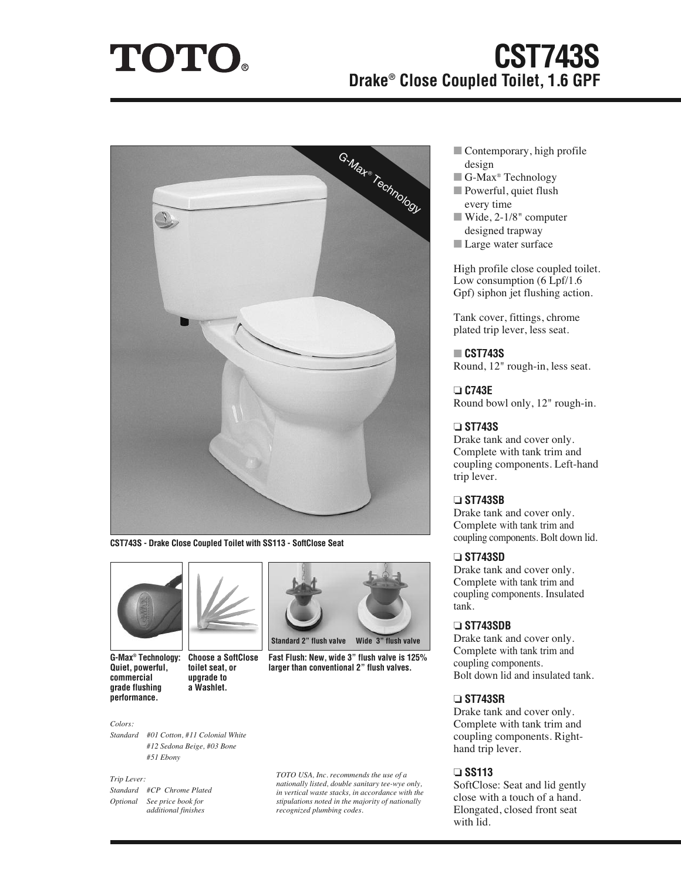# TOTO®

# CST743S

## Drake® Close Coupled Toilet, 1.6 GPF

- Contemporary, high profile design
- G-Max® Technology
- Powerful, quiet flush every time
- Wide, 2-1/8" computer designed trapway
- Large water surface

High profile close coupled toilet. Low consumption (6 Lpf/1.6 Gpf) siphon jet flushing action.

Tank cover, fittings, chrome plated trip lever, less seat.

**CST743S**
Round, 12" rough-in, less seat.

**C743E**
Round bowl only, 12" rough-in.

**ST743S**
Drake tank and cover only. Complete with tank trim and coupling components. Left-hand trip lever.

**ST743SB**
Drake tank and cover only. Complete with tank trim and coupling components. Bolt down lid.

**ST743SD**
Drake tank and cover only. Complete with tank trim and coupling components. Insulated tank.

**ST743SDB**
Drake tank and cover only. Complete with tank trim and coupling components. Bolt down lid and insulated tank.

**ST743SR**
Drake tank and cover only. Complete with tank trim and coupling components. Right-hand trip lever.

**SS113**
SoftClose: Seat and lid gently close with a touch of a hand. Elongated, closed front seat with lid.

G-Max® Technology

**CST743S - Drake Close Coupled Toilet with SS113 - SoftClose Seat**

**G-Max® Technology: Quiet, powerful, commercial grade flushing performance.**

**Choose a SoftClose toilet seat, or upgrade to a Washlet.**

Standard 2" flush valve — Wide 3" flush valve

**Fast Flush: New, wide 3" flush valve is 125% larger than conventional 2" flush valves.**

*Colors:*

*Standard #01 Cotton, #11 Colonial White*
*#12 Sedona Beige, #03 Bone*
*#51 Ebony*

*Trip Lever:*

*Standard #CP Chrome Plated*
*Optional See price book for additional finishes*

*TOTO USA, Inc. recommends the use of a nationally listed, double sanitary tee-wye only, in vertical waste stacks, in accordance with the stipulations noted in the majority of nationally recognized plumbing codes.*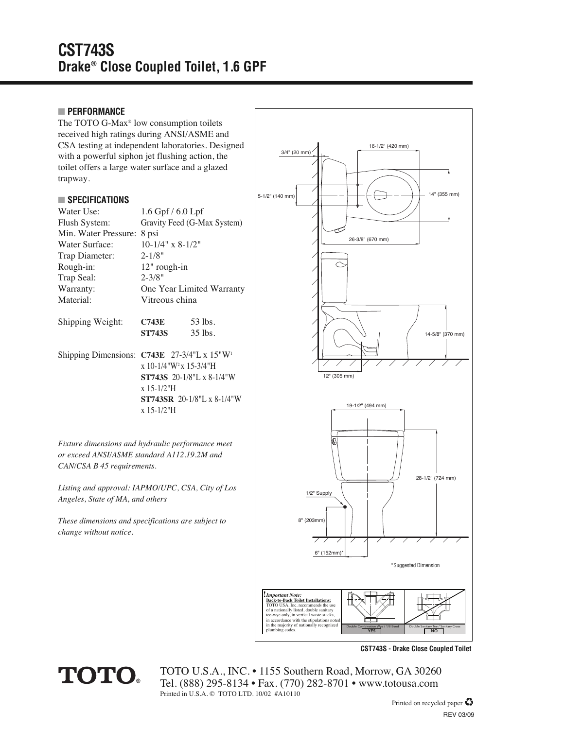# CST743S
## Drake® Close Coupled Toilet, 1.6 GPF

### PERFORMANCE

The TOTO G-Max® low consumption toilets received high ratings during ANSI/ASME and CSA testing at independent laboratories. Designed with a powerful siphon jet flushing action, the toilet offers a large water surface and a glazed trapway.

### SPECIFICATIONS

| | |
|---|---|
| Water Use: | 1.6 Gpf / 6.0 Lpf |
| Flush System: | Gravity Feed (G-Max System) |
| Min. Water Pressure: | 8 psi |
| Water Surface: | 10-1/4" x 8-1/2" |
| Trap Diameter: | 2-1/8" |
| Rough-in: | 12" rough-in |
| Trap Seal: | 2-3/8" |
| Warranty: | One Year Limited Warranty |
| Material: | Vitreous china |

| | | |
|---|---|---|
| Shipping Weight: | **C743E** | 53 lbs. |
| | **ST743S** | 35 lbs. |

Shipping Dimensions: **C743E** 27-3/4"L x 15"W[1] x 10-1/4"W[2] x 15-3/4"H
**ST743S** 20-1/8"L x 8-1/4"W x 15-1/2"H
**ST743SR** 20-1/8"L x 8-1/4"W x 15-1/2"H

*Fixture dimensions and hydraulic performance meet or exceed ANSI/ASME standard A112.19.2M and CAN/CSA B 45 requirements.*

*Listing and approval: IAPMO/UPC, CSA, City of Los Angeles, State of MA, and others*

*These dimensions and specifications are subject to change without notice.*

3/4" (20 mm)
16-1/2" (420 mm)
5-1/2" (140 mm)
14" (355 mm)
26-3/8" (670 mm)
14-5/8" (370 mm)
12" (305 mm)
19-1/2" (494 mm)
28-1/2" (724 mm)
1/2" Supply
8" (203mm)
6" (152mm)*

*Suggested Dimension

**! *Important Note:***
**Back-to-Back Toilet Installations:**
TOTO USA, Inc. recommends the use of a nationally listed, double sanitary tee-wye only, in vertical waste stacks, in accordance with the stipulations noted in the majority of nationally recognized plumbing codes.

Double Combination Wye / 1/8 Bend
YES

Double Sanitary Tee / Sanitary Cross
NO

**CST743S - Drake Close Coupled Toilet**

TOTO U.S.A., INC. • 1155 Southern Road, Morrow, GA 30260
Tel. (888) 295-8134 • Fax. (770) 282-8701 • www.totousa.com
Printed in U.S.A. © TOTO LTD. 10/02 #A10110

Printed on recycled paper

REV 03/09